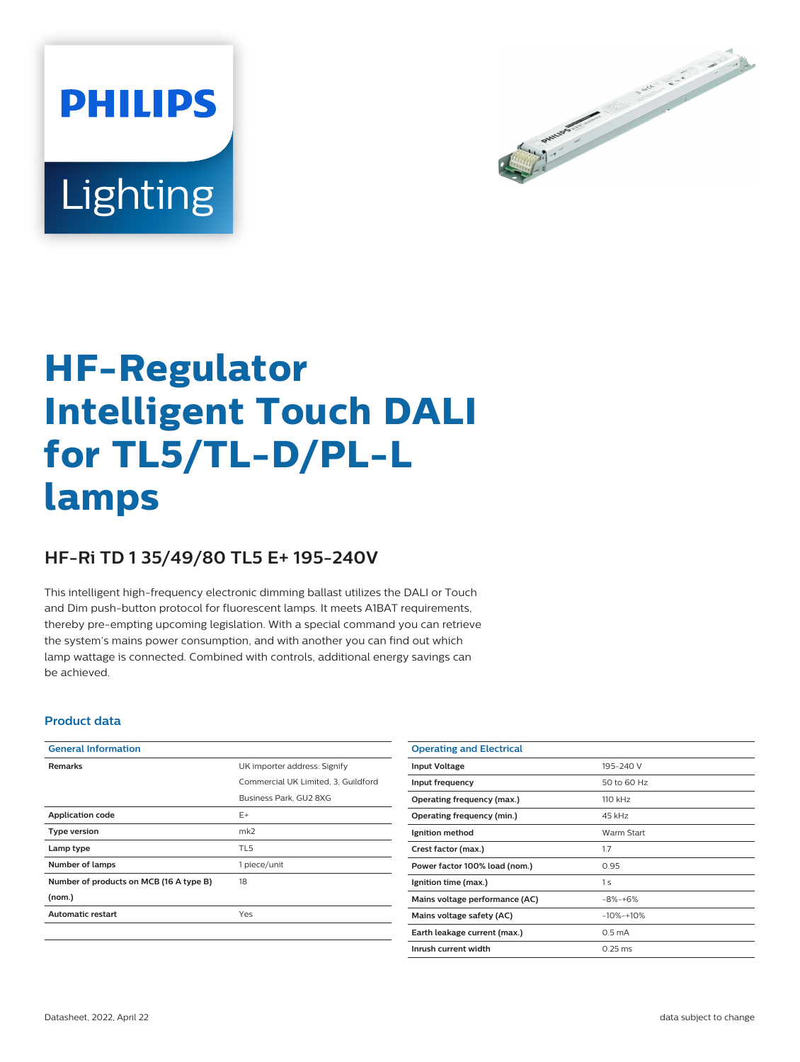PHILIPS

Lighting

# HF-Regulator Intelligent Touch DALI for TL5/TL-D/PL-L lamps

## HF-Ri TD 1 35/49/80 TL5 E+ 195-240V

This intelligent high-frequency electronic dimming ballast utilizes the DALI or Touch and Dim push-button protocol for fluorescent lamps. It meets A1BAT requirements, thereby pre-empting upcoming legislation. With a special command you can retrieve the system's mains power consumption, and with another you can find out which lamp wattage is connected. Combined with controls, additional energy savings can be achieved.

### Product data

| General Information | |
|---|---|
| Remarks | UK importer address: Signify Commercial UK Limited, 3, Guildford Business Park, GU2 8XG |
| Application code | E+ |
| Type version | mk2 |
| Lamp type | TL5 |
| Number of lamps | 1 piece/unit |
| Number of products on MCB (16 A type B) (nom.) | 18 |
| Automatic restart | Yes |

| Operating and Electrical | |
|---|---|
| Input Voltage | 195-240 V |
| Input frequency | 50 to 60 Hz |
| Operating frequency (max.) | 110 kHz |
| Operating frequency (min.) | 45 kHz |
| Ignition method | Warm Start |
| Crest factor (max.) | 1.7 |
| Power factor 100% load (nom.) | 0.95 |
| Ignition time (max.) | 1 s |
| Mains voltage performance (AC) | -8%-+6% |
| Mains voltage safety (AC) | -10%-+10% |
| Earth leakage current (max.) | 0.5 mA |
| Inrush current width | 0.25 ms |

Datasheet, 2022, April 22

data subject to change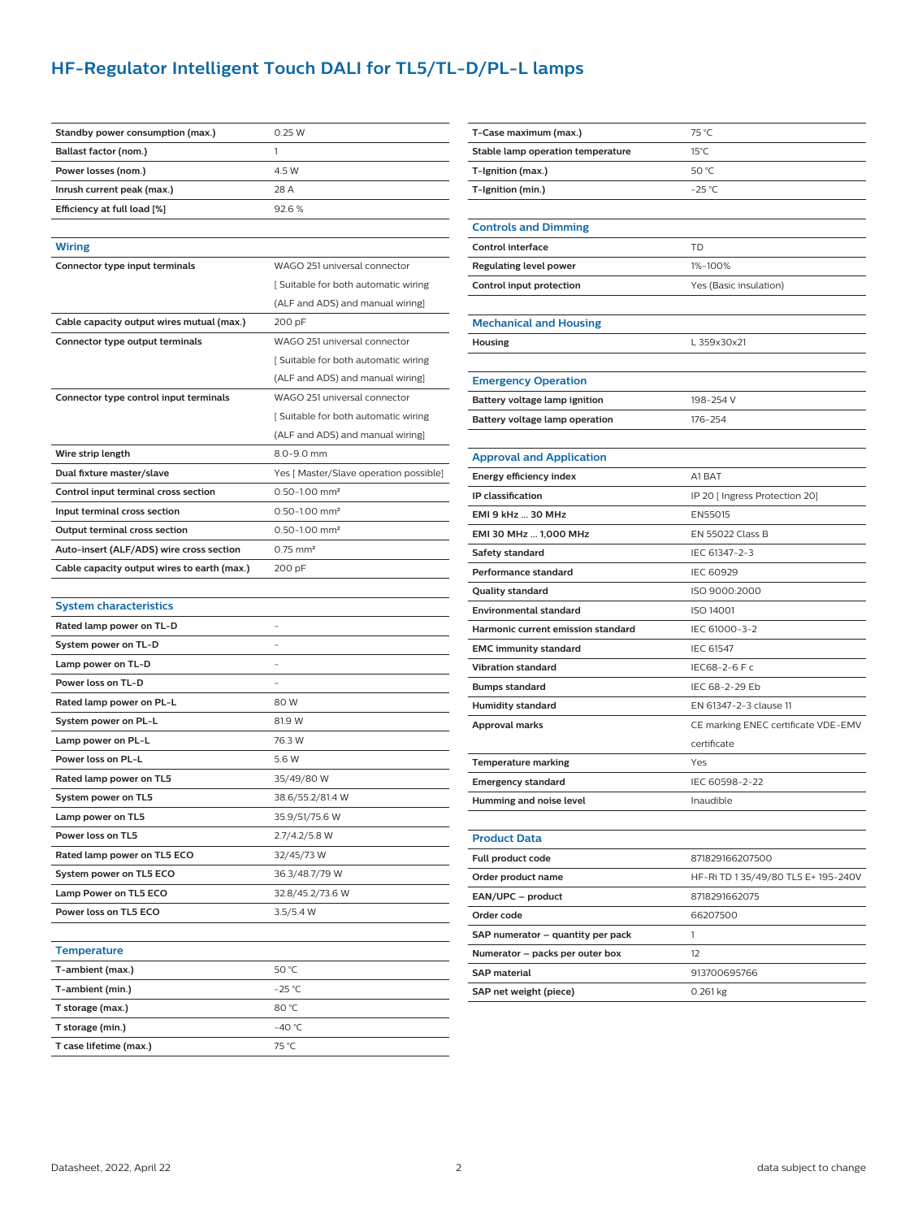# HF-Regulator Intelligent Touch DALI for TL5/TL-D/PL-L lamps

| | |
|---|---|
| Standby power consumption (max.) | 0.25 W |
| Ballast factor (nom.) | 1 |
| Power losses (nom.) | 4.5 W |
| Inrush current peak (max.) | 28 A |
| Efficiency at full load [%] | 92.6 % |

## Wiring

| | |
|---|---|
| Connector type input terminals | WAGO 251 universal connector [ Suitable for both automatic wiring (ALF and ADS) and manual wiring] |
| Cable capacity output wires mutual (max.) | 200 pF |
| Connector type output terminals | WAGO 251 universal connector [ Suitable for both automatic wiring (ALF and ADS) and manual wiring] |
| Connector type control input terminals | WAGO 251 universal connector [ Suitable for both automatic wiring (ALF and ADS) and manual wiring] |
| Wire strip length | 8.0-9.0 mm |
| Dual fixture master/slave | Yes [ Master/Slave operation possible] |
| Control input terminal cross section | 0.50-1.00 mm² |
| Input terminal cross section | 0.50-1.00 mm² |
| Output terminal cross section | 0.50-1.00 mm² |
| Auto-insert (ALF/ADS) wire cross section | 0.75 mm² |
| Cable capacity output wires to earth (max.) | 200 pF |

## System characteristics

| | |
|---|---|
| Rated lamp power on TL-D | - |
| System power on TL-D | - |
| Lamp power on TL-D | - |
| Power loss on TL-D | - |
| Rated lamp power on PL-L | 80 W |
| System power on PL-L | 81.9 W |
| Lamp power on PL-L | 76.3 W |
| Power loss on PL-L | 5.6 W |
| Rated lamp power on TL5 | 35/49/80 W |
| System power on TL5 | 38.6/55.2/81.4 W |
| Lamp power on TL5 | 35.9/51/75.6 W |
| Power loss on TL5 | 2.7/4.2/5.8 W |
| Rated lamp power on TL5 ECO | 32/45/73 W |
| System power on TL5 ECO | 36.3/48.7/79 W |
| Lamp Power on TL5 ECO | 32.8/45.2/73.6 W |
| Power loss on TL5 ECO | 3.5/5.4 W |

## Temperature

| | |
|---|---|
| T-ambient (max.) | 50 °C |
| T-ambient (min.) | -25 °C |
| T storage (max.) | 80 °C |
| T storage (min.) | -40 °C |
| T case lifetime (max.) | 75 °C |
| T-Case maximum (max.) | 75 °C |
| Stable lamp operation temperature | 15°C |
| T-Ignition (max.) | 50 °C |
| T-Ignition (min.) | -25 °C |

## Controls and Dimming

| | |
|---|---|
| Control interface | TD |
| Regulating level power | 1%-100% |
| Control input protection | Yes (Basic insulation) |

## Mechanical and Housing

| | |
|---|---|
| Housing | L 359x30x21 |

## Emergency Operation

| | |
|---|---|
| Battery voltage lamp ignition | 198-254 V |
| Battery voltage lamp operation | 176-254 |

## Approval and Application

| | |
|---|---|
| Energy efficiency index | A1 BAT |
| IP classification | IP 20 [ Ingress Protection 20] |
| EMI 9 kHz ... 30 MHz | EN55015 |
| EMI 30 MHz ... 1,000 MHz | EN 55022 Class B |
| Safety standard | IEC 61347-2-3 |
| Performance standard | IEC 60929 |
| Quality standard | ISO 9000:2000 |
| Environmental standard | ISO 14001 |
| Harmonic current emission standard | IEC 61000-3-2 |
| EMC immunity standard | IEC 61547 |
| Vibration standard | IEC68-2-6 F c |
| Bumps standard | IEC 68-2-29 Eb |
| Humidity standard | EN 61347-2-3 clause 11 |
| Approval marks | CE marking ENEC certificate VDE-EMV certificate |
| Temperature marking | Yes |
| Emergency standard | IEC 60598-2-22 |
| Humming and noise level | Inaudible |

## Product Data

| | |
|---|---|
| Full product code | 871829166207500 |
| Order product name | HF-Ri TD 1 35/49/80 TL5 E+ 195-240V |
| EAN/UPC – product | 8718291662075 |
| Order code | 66207500 |
| SAP numerator – quantity per pack | 1 |
| Numerator – packs per outer box | 12 |
| SAP material | 913700695766 |
| SAP net weight (piece) | 0.261 kg |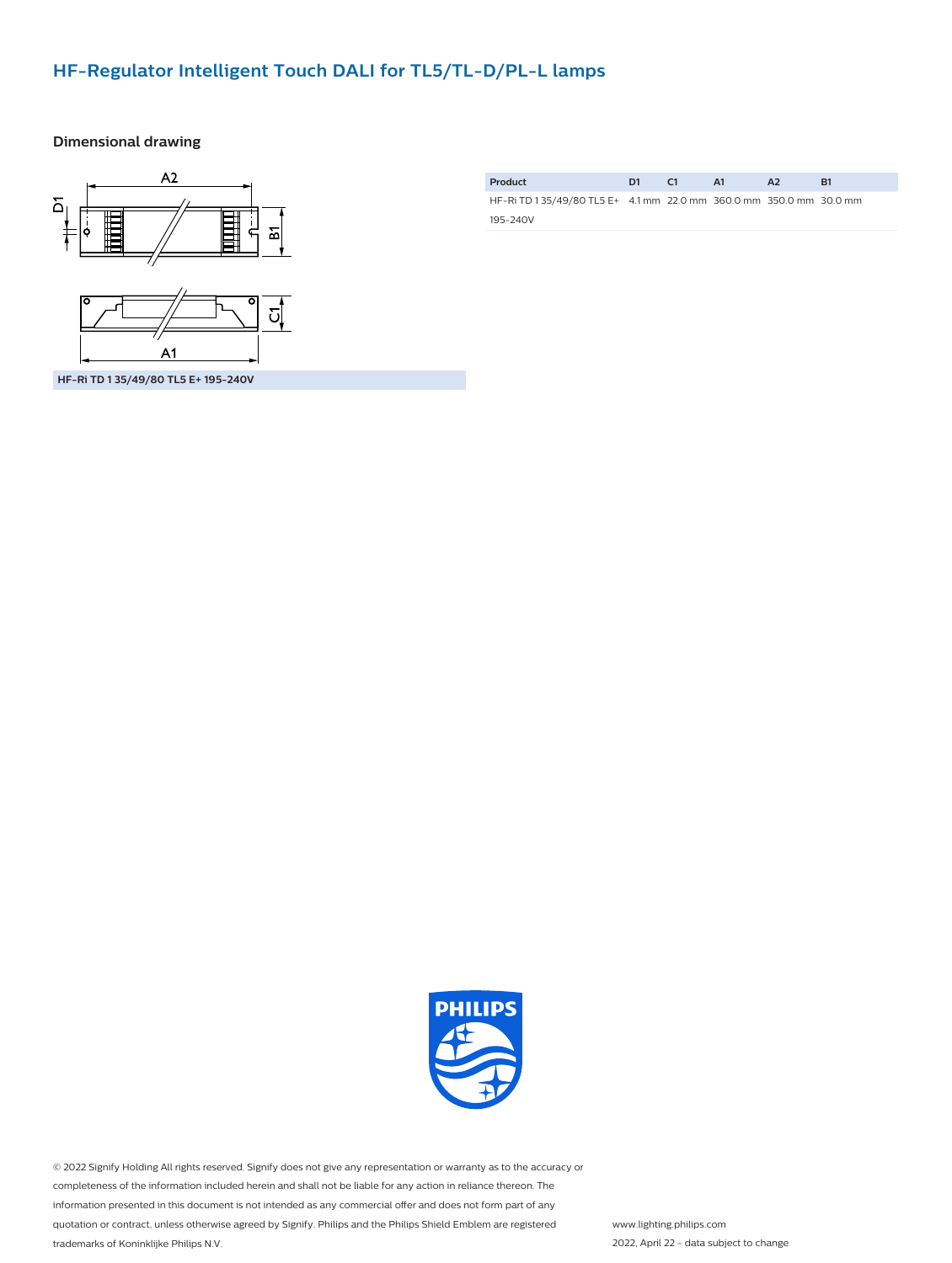# HF-Regulator Intelligent Touch DALI for TL5/TL-D/PL-L lamps

## Dimensional drawing

A2

D1

B1

C1

A1

HF-Ri TD 1 35/49/80 TL5 E+ 195-240V

| Product | D1 | C1 | A1 | A2 | B1 |
|---|---|---|---|---|---|
| HF-Ri TD 1 35/49/80 TL5 E+ 195-240V | 4.1 mm | 22.0 mm | 360.0 mm | 350.0 mm | 30.0 mm |

© 2022 Signify Holding All rights reserved. Signify does not give any representation or warranty as to the accuracy or completeness of the information included herein and shall not be liable for any action in reliance thereon. The information presented in this document is not intended as any commercial offer and does not form part of any quotation or contract, unless otherwise agreed by Signify. Philips and the Philips Shield Emblem are registered trademarks of Koninklijke Philips N.V.

www.lighting.philips.com

2022, April 22 - data subject to change